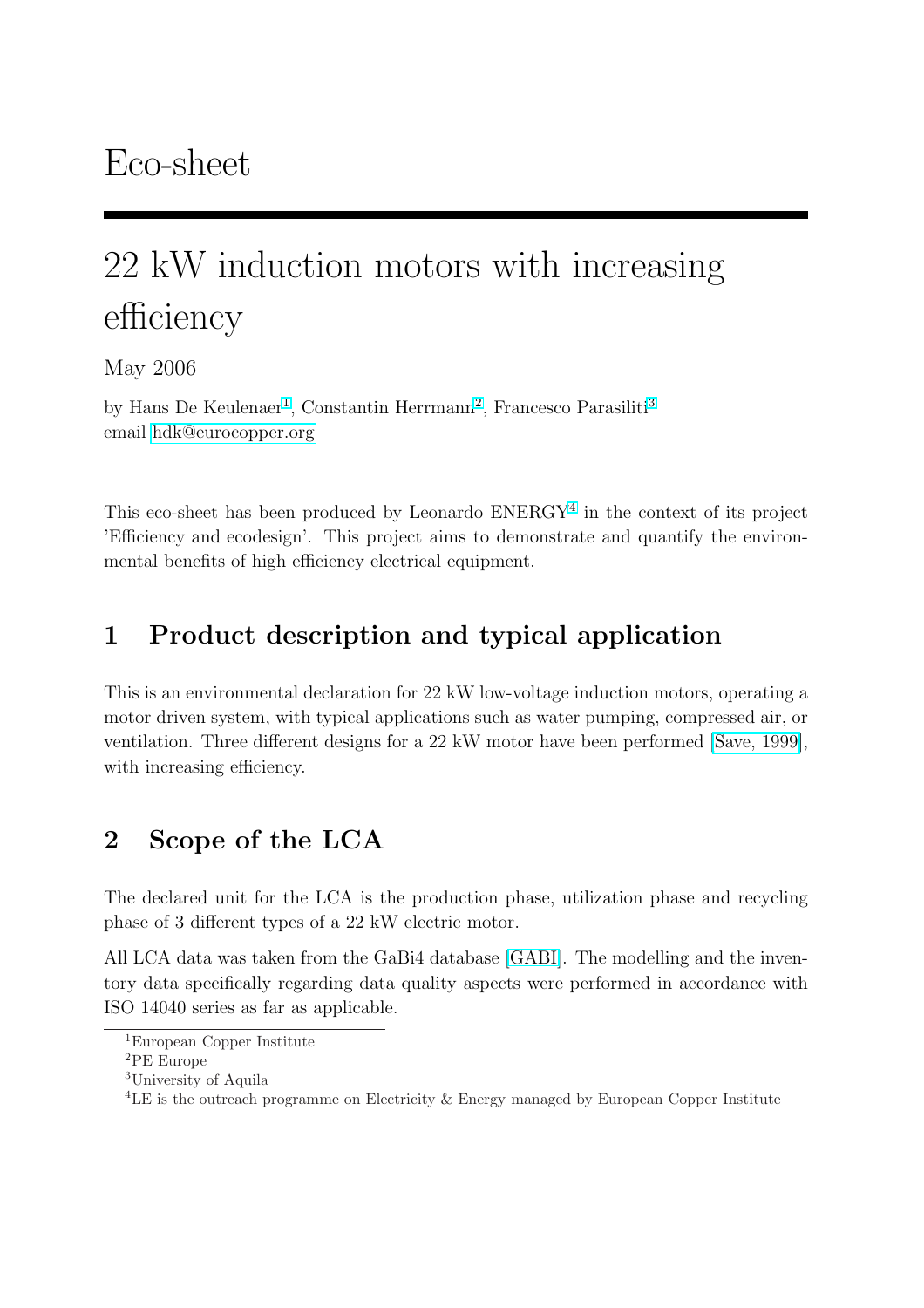Eco-sheet

# 22 kW induction motors with increasing efficiency

May 2006

by Hans De Keulenaer[1], Constantin Herrmann[2], Francesco Parasiliti[3]
email hdk@eurocopper.org

This eco-sheet has been produced by Leonardo ENERGY[4] in the context of its project 'Efficiency and ecodesign'. This project aims to demonstrate and quantify the environmental benefits of high efficiency electrical equipment.

## 1 Product description and typical application

This is an environmental declaration for 22 kW low-voltage induction motors, operating a motor driven system, with typical applications such as water pumping, compressed air, or ventilation. Three different designs for a 22 kW motor have been performed [Save, 1999], with increasing efficiency.

## 2 Scope of the LCA

The declared unit for the LCA is the production phase, utilization phase and recycling phase of 3 different types of a 22 kW electric motor.

All LCA data was taken from the GaBi4 database [GABI]. The modelling and the inventory data specifically regarding data quality aspects were performed in accordance with ISO 14040 series as far as applicable.

[1] European Copper Institute
[2] PE Europe
[3] University of Aquila
[4] LE is the outreach programme on Electricity & Energy managed by European Copper Institute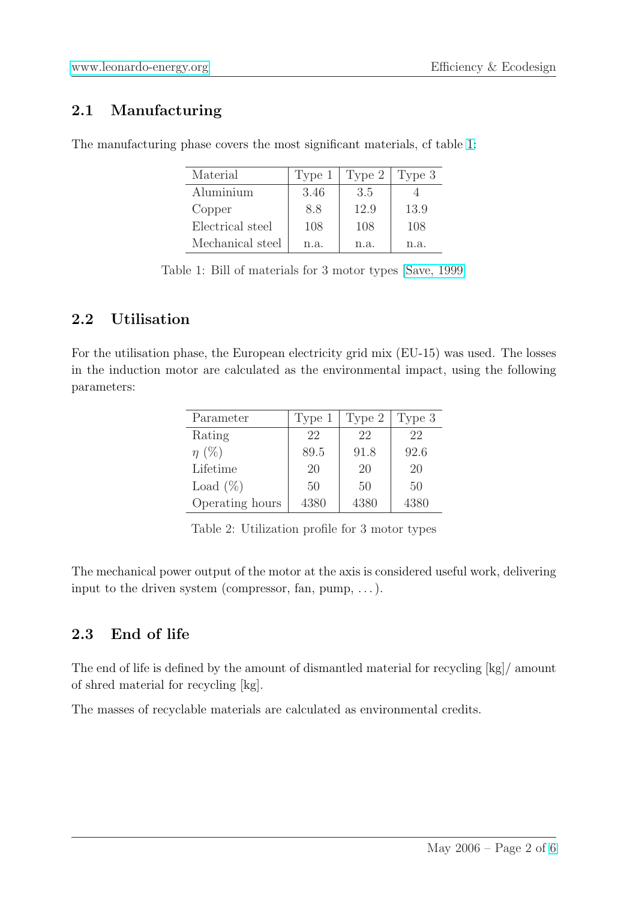## 2.1 Manufacturing

The manufacturing phase covers the most significant materials, cf table 1:

| Material | Type 1 | Type 2 | Type 3 |
|---|---|---|---|
| Aluminium | 3.46 | 3.5 | 4 |
| Copper | 8.8 | 12.9 | 13.9 |
| Electrical steel | 108 | 108 | 108 |
| Mechanical steel | n.a. | n.a. | n.a. |

Table 1: Bill of materials for 3 motor types [Save, 1999]

## 2.2 Utilisation

For the utilisation phase, the European electricity grid mix (EU-15) was used. The losses in the induction motor are calculated as the environmental impact, using the following parameters:

| Parameter | Type 1 | Type 2 | Type 3 |
|---|---|---|---|
| Rating | 22 | 22 | 22 |
| $\eta$ (%) | 89.5 | 91.8 | 92.6 |
| Lifetime | 20 | 20 | 20 |
| Load (%) | 50 | 50 | 50 |
| Operating hours | 4380 | 4380 | 4380 |

Table 2: Utilization profile for 3 motor types

The mechanical power output of the motor at the axis is considered useful work, delivering input to the driven system (compressor, fan, pump, ...).

## 2.3 End of life

The end of life is defined by the amount of dismantled material for recycling [kg]/ amount of shred material for recycling [kg].

The masses of recyclable materials are calculated as environmental credits.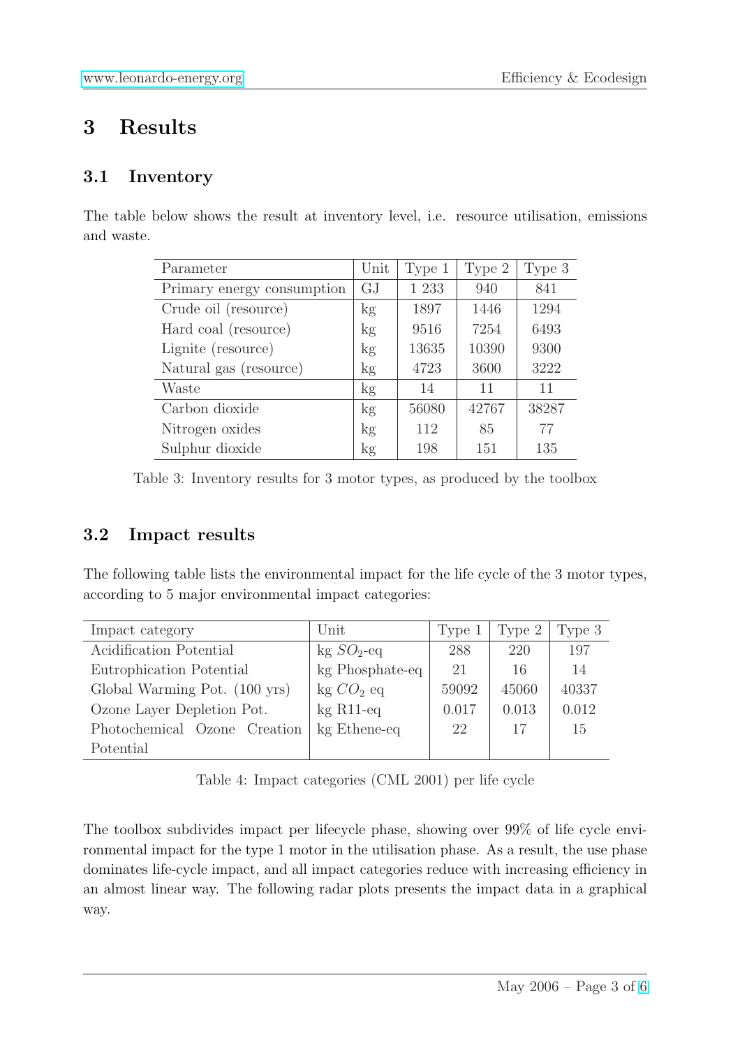# 3 Results

## 3.1 Inventory

The table below shows the result at inventory level, i.e. resource utilisation, emissions and waste.

| Parameter | Unit | Type 1 | Type 2 | Type 3 |
|---|---|---|---|---|
| Primary energy consumption | GJ | 1 233 | 940 | 841 |
| Crude oil (resource) | kg | 1897 | 1446 | 1294 |
| Hard coal (resource) | kg | 9516 | 7254 | 6493 |
| Lignite (resource) | kg | 13635 | 10390 | 9300 |
| Natural gas (resource) | kg | 4723 | 3600 | 3222 |
| Waste | kg | 14 | 11 | 11 |
| Carbon dioxide | kg | 56080 | 42767 | 38287 |
| Nitrogen oxides | kg | 112 | 85 | 77 |
| Sulphur dioxide | kg | 198 | 151 | 135 |

Table 3: Inventory results for 3 motor types, as produced by the toolbox

## 3.2 Impact results

The following table lists the environmental impact for the life cycle of the 3 motor types, according to 5 major environmental impact categories:

| Impact category | Unit | Type 1 | Type 2 | Type 3 |
|---|---|---|---|---|
| Acidification Potential | kg $SO_2$-eq | 288 | 220 | 197 |
| Eutrophication Potential | kg Phosphate-eq | 21 | 16 | 14 |
| Global Warming Pot. (100 yrs) | kg $CO_2$ eq | 59092 | 45060 | 40337 |
| Ozone Layer Depletion Pot. | kg R11-eq | 0.017 | 0.013 | 0.012 |
| Photochemical Ozone Creation Potential | kg Ethene-eq | 22 | 17 | 15 |

Table 4: Impact categories (CML 2001) per life cycle

The toolbox subdivides impact per lifecycle phase, showing over 99% of life cycle environmental impact for the type 1 motor in the utilisation phase. As a result, the use phase dominates life-cycle impact, and all impact categories reduce with increasing efficiency in an almost linear way. The following radar plots presents the impact data in a graphical way.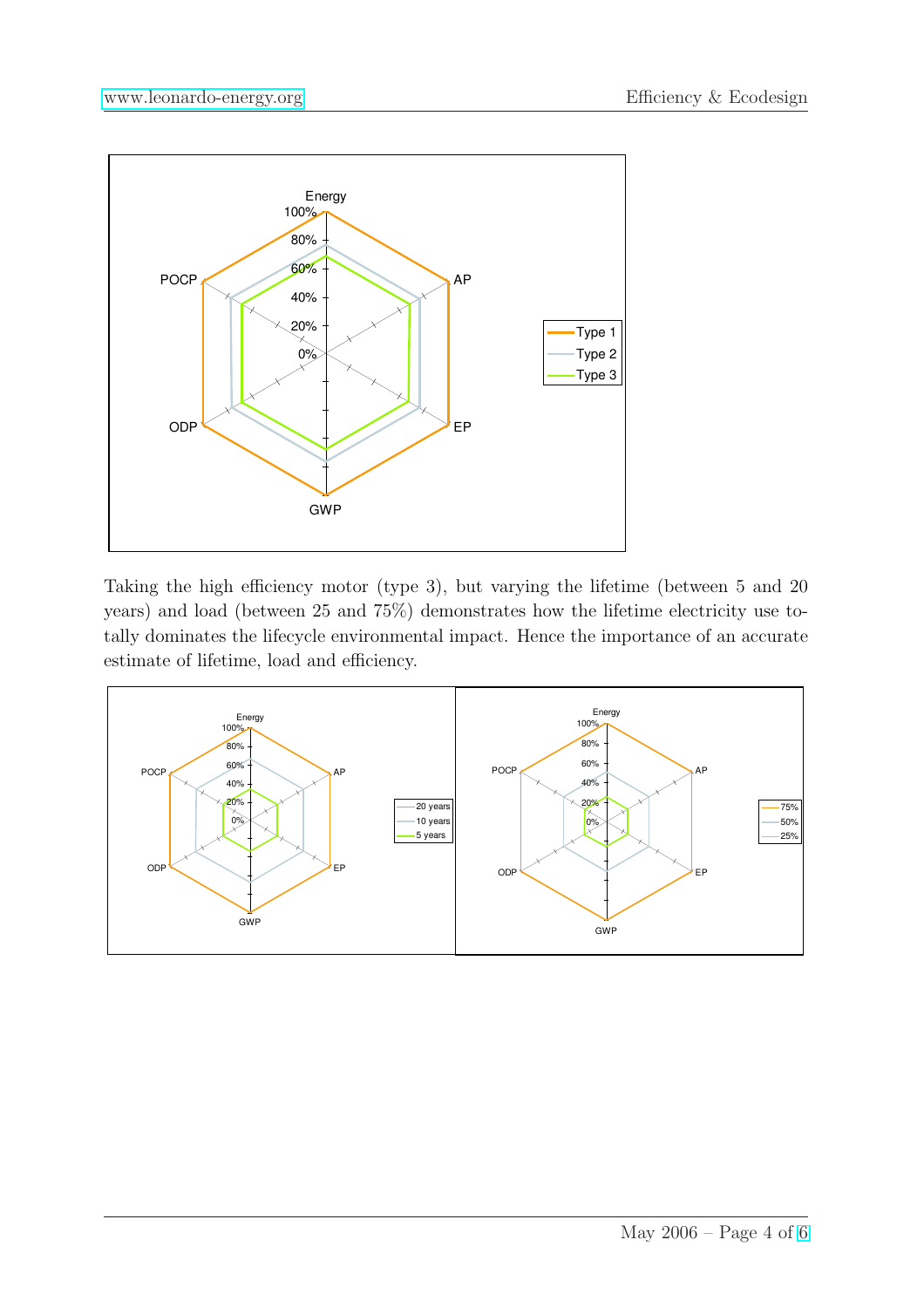Taking the high efficiency motor (type 3), but varying the lifetime (between 5 and 20 years) and load (between 25 and 75%) demonstrates how the lifetime electricity use totally dominates the lifecycle environmental impact. Hence the importance of an accurate estimate of lifetime, load and efficiency.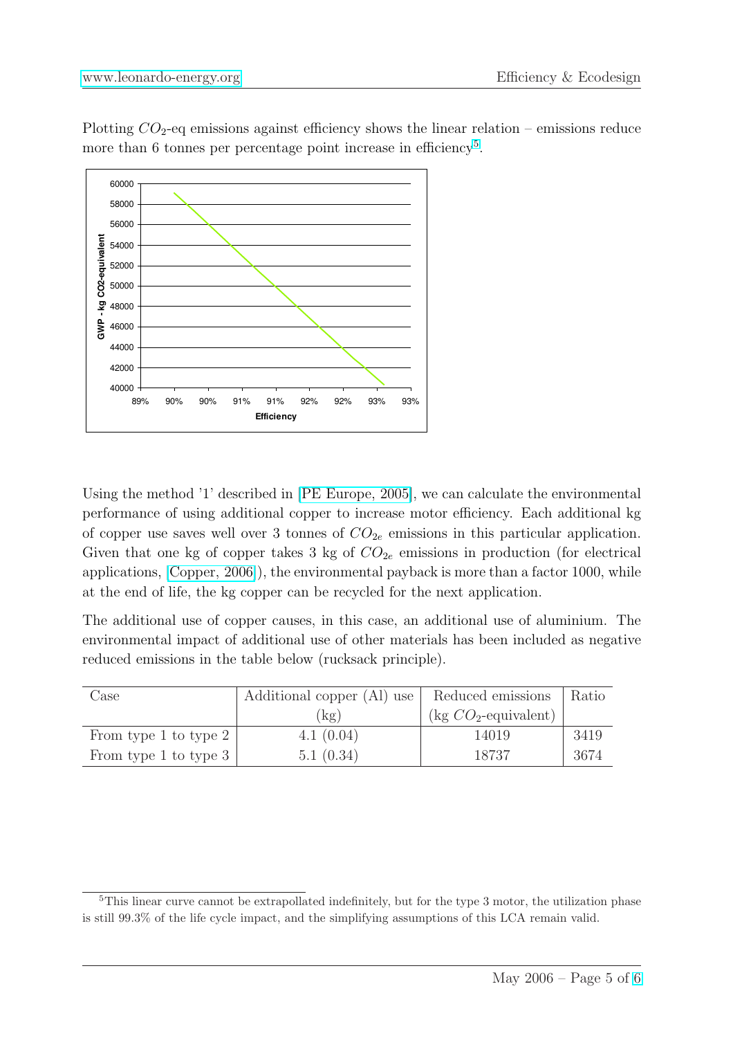Plotting $CO_2$-eq emissions against efficiency shows the linear relation – emissions reduce more than 6 tonnes per percentage point increase in efficiency[5].

Using the method '1' described in [PE Europe, 2005], we can calculate the environmental performance of using additional copper to increase motor efficiency. Each additional kg of copper use saves well over 3 tonnes of $CO_{2e}$ emissions in this particular application. Given that one kg of copper takes 3 kg of $CO_{2e}$ emissions in production (for electrical applications, [Copper, 2006]), the environmental payback is more than a factor 1000, while at the end of life, the kg copper can be recycled for the next application.

The additional use of copper causes, in this case, an additional use of aluminium. The environmental impact of additional use of other materials has been included as negative reduced emissions in the table below (rucksack principle).

| Case | Additional copper (Al) use (kg) | Reduced emissions (kg $CO_2$-equivalent) | Ratio |
|---|---|---|---|
| From type 1 to type 2 | 4.1 (0.04) | 14019 | 3419 |
| From type 1 to type 3 | 5.1 (0.34) | 18737 | 3674 |

[5] This linear curve cannot be extrapollated indefinitely, but for the type 3 motor, the utilization phase is still 99.3% of the life cycle impact, and the simplifying assumptions of this LCA remain valid.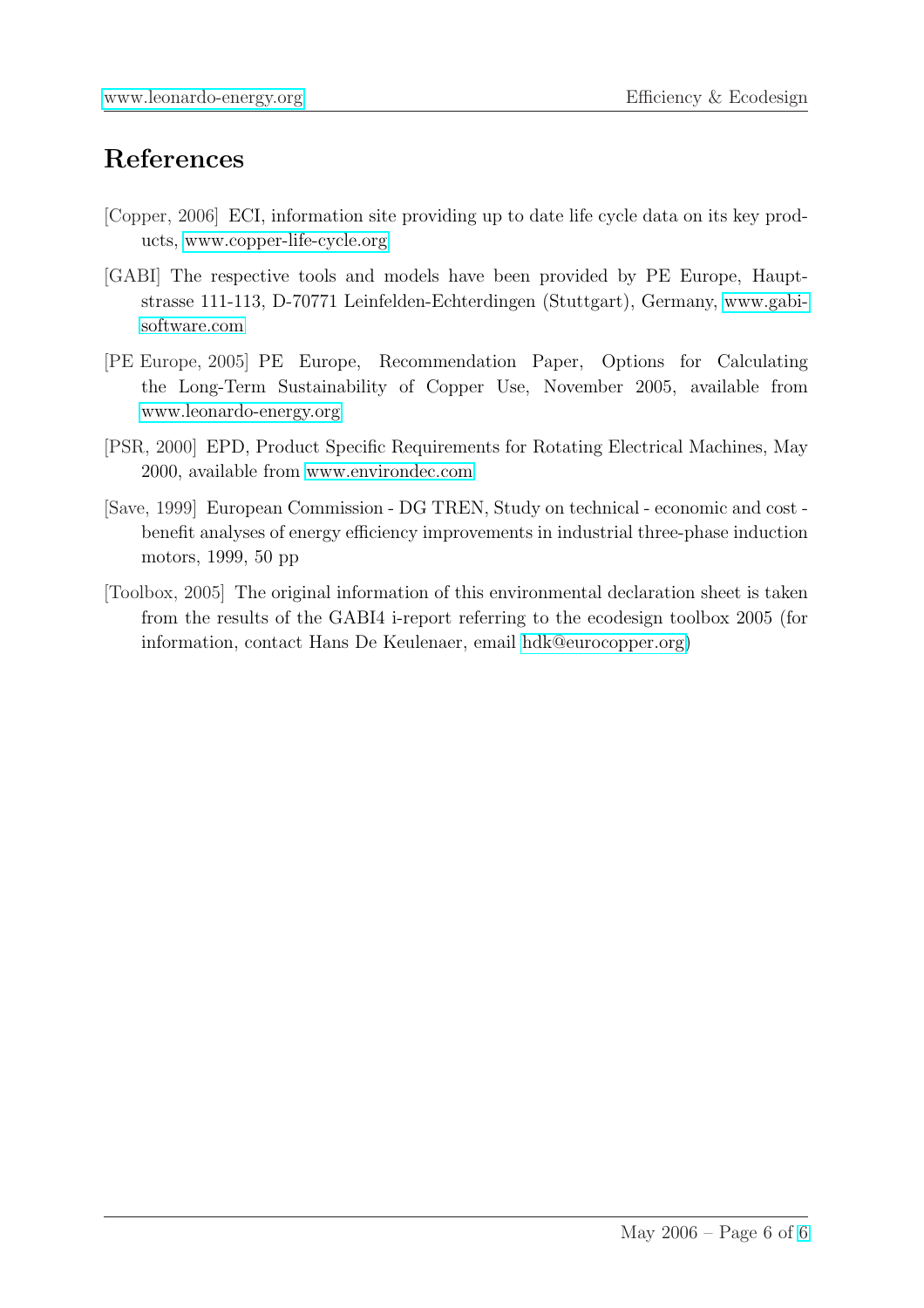# References

[Copper, 2006] ECI, information site providing up to date life cycle data on its key products, www.copper-life-cycle.org

[GABI] The respective tools and models have been provided by PE Europe, Hauptstrasse 111-113, D-70771 Leinfelden-Echterdingen (Stuttgart), Germany, www.gabi-software.com

[PE Europe, 2005] PE Europe, Recommendation Paper, Options for Calculating the Long-Term Sustainability of Copper Use, November 2005, available from www.leonardo-energy.org

[PSR, 2000] EPD, Product Specific Requirements for Rotating Electrical Machines, May 2000, available from www.environdec.com

[Save, 1999] European Commission - DG TREN, Study on technical - economic and cost - benefit analyses of energy efficiency improvements in industrial three-phase induction motors, 1999, 50 pp

[Toolbox, 2005] The original information of this environmental declaration sheet is taken from the results of the GABI4 i-report referring to the ecodesign toolbox 2005 (for information, contact Hans De Keulenaer, email hdk@eurocopper.org)